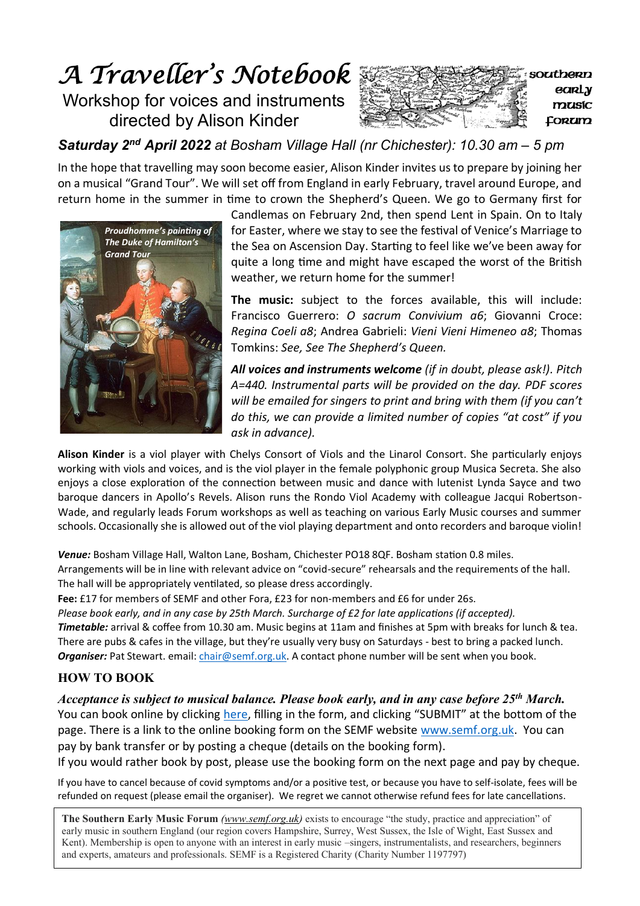# *A Traveller's Notebook*

Workshop for voices and instruments
directed by Alison Kinder

southern early music forum

***Saturday 2nd April 2022*** *at Bosham Village Hall (nr Chichester): 10.30 am – 5 pm*

In the hope that travelling may soon become easier, Alison Kinder invites us to prepare by joining her on a musical "Grand Tour". We will set off from England in early February, travel around Europe, and return home in the summer in time to crown the Shepherd's Queen. We go to Germany first for Candlemas on February 2nd, then spend Lent in Spain. On to Italy for Easter, where we stay to see the festival of Venice's Marriage to the Sea on Ascension Day. Starting to feel like we've been away for quite a long time and might have escaped the worst of the British weather, we return home for the summer!

*Proudhomme's painting of The Duke of Hamilton's Grand Tour*

**The music:** subject to the forces available, this will include: Francisco Guerrero: *O sacrum Convivium a6*; Giovanni Croce: *Regina Coeli a8*; Andrea Gabrieli: *Vieni Vieni Himeneo a8*; Thomas Tomkins: *See, See The Shepherd's Queen.*

***All voices and instruments welcome*** *(if in doubt, please ask!). Pitch A=440. Instrumental parts will be provided on the day. PDF scores will be emailed for singers to print and bring with them (if you can't do this, we can provide a limited number of copies "at cost" if you ask in advance).*

**Alison Kinder** is a viol player with Chelys Consort of Viols and the Linarol Consort. She particularly enjoys working with viols and voices, and is the viol player in the female polyphonic group Musica Secreta. She also enjoys a close exploration of the connection between music and dance with lutenist Lynda Sayce and two baroque dancers in Apollo's Revels. Alison runs the Rondo Viol Academy with colleague Jacqui Robertson-Wade, and regularly leads Forum workshops as well as teaching on various Early Music courses and summer schools. Occasionally she is allowed out of the viol playing department and onto recorders and baroque violin!

***Venue:*** Bosham Village Hall, Walton Lane, Bosham, Chichester PO18 8QF. Bosham station 0.8 miles.
Arrangements will be in line with relevant advice on "covid-secure" rehearsals and the requirements of the hall.
The hall will be appropriately ventilated, so please dress accordingly.
**Fee:** £17 for members of SEMF and other Fora, £23 for non-members and £6 for under 26s.
*Please book early, and in any case by 25th March. Surcharge of £2 for late applications (if accepted).*
***Timetable:*** arrival & coffee from 10.30 am. Music begins at 11am and finishes at 5pm with breaks for lunch & tea.
There are pubs & cafes in the village, but they're usually very busy on Saturdays - best to bring a packed lunch.
***Organiser:*** Pat Stewart. email: chair@semf.org.uk. A contact phone number will be sent when you book.

## HOW TO BOOK

***Acceptance is subject to musical balance. Please book early, and in any case before 25th March.***
You can book online by clicking here, filling in the form, and clicking "SUBMIT" at the bottom of the page. There is a link to the online booking form on the SEMF website www.semf.org.uk. You can pay by bank transfer or by posting a cheque (details on the booking form).
If you would rather book by post, please use the booking form on the next page and pay by cheque.

If you have to cancel because of covid symptoms and/or a positive test, or because you have to self-isolate, fees will be refunded on request (please email the organiser). We regret we cannot otherwise refund fees for late cancellations.

**The Southern Early Music Forum** *(www.semf.org.uk)* exists to encourage "the study, practice and appreciation" of early music in southern England (our region covers Hampshire, Surrey, West Sussex, the Isle of Wight, East Sussex and Kent). Membership is open to anyone with an interest in early music –singers, instrumentalists, and researchers, beginners and experts, amateurs and professionals. SEMF is a Registered Charity (Charity Number 1197797)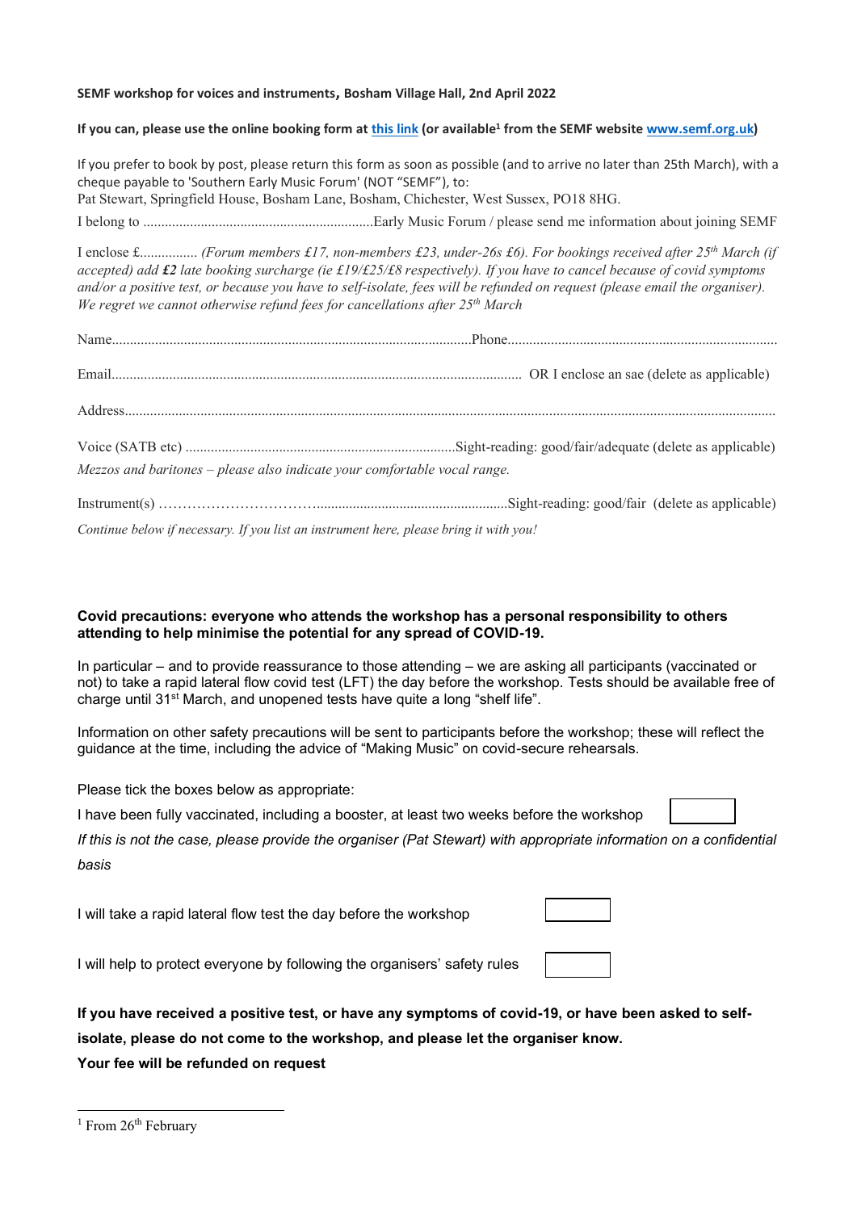**SEMF workshop for voices and instruments, Bosham Village Hall, 2nd April 2022**

**If you can, please use the online booking form at this link (or available[1] from the SEMF website www.semf.org.uk)**

If you prefer to book by post, please return this form as soon as possible (and to arrive no later than 25th March), with a cheque payable to 'Southern Early Music Forum' (NOT "SEMF"), to:
Pat Stewart, Springfield House, Bosham Lane, Bosham, Chichester, West Sussex, PO18 8HG.

I belong to .................................................................Early Music Forum / please send me information about joining SEMF

I enclose £................ *(Forum members £17, non-members £23, under-26s £6). For bookings received after 25th March (if accepted) add **£2** late booking surcharge (ie £19/£25/£8 respectively). If you have to cancel because of covid symptoms and/or a positive test, or because you have to self-isolate, fees will be refunded on request (please email the organiser). We regret we cannot otherwise refund fees for cancellations after 25th March*

Name.....................................................................................................Phone............................................................................

Email..................................................................................................................  OR I enclose an sae (delete as applicable)

Address..................................................................................................................................................................................

Voice (SATB etc) ...........................................................................Sight-reading: good/fair/adequate (delete as applicable)

*Mezzos and baritones – please also indicate your comfortable vocal range.*

Instrument(s) ……………………………......................................................Sight-reading: good/fair (delete as applicable)

*Continue below if necessary. If you list an instrument here, please bring it with you!*

**Covid precautions: everyone who attends the workshop has a personal responsibility to others attending to help minimise the potential for any spread of COVID-19.**

In particular – and to provide reassurance to those attending – we are asking all participants (vaccinated or not) to take a rapid lateral flow covid test (LFT) the day before the workshop. Tests should be available free of charge until 31st March, and unopened tests have quite a long "shelf life".

Information on other safety precautions will be sent to participants before the workshop; these will reflect the guidance at the time, including the advice of "Making Music" on covid-secure rehearsals.

Please tick the boxes below as appropriate:

I have been fully vaccinated, including a booster, at least two weeks before the workshop ☐

*If this is not the case, please provide the organiser (Pat Stewart) with appropriate information on a confidential basis*

I will take a rapid lateral flow test the day before the workshop ☐

I will help to protect everyone by following the organisers' safety rules ☐

**If you have received a positive test, or have any symptoms of covid-19, or have been asked to self-isolate, please do not come to the workshop, and please let the organiser know.**
**Your fee will be refunded on request**

[1] From 26th February